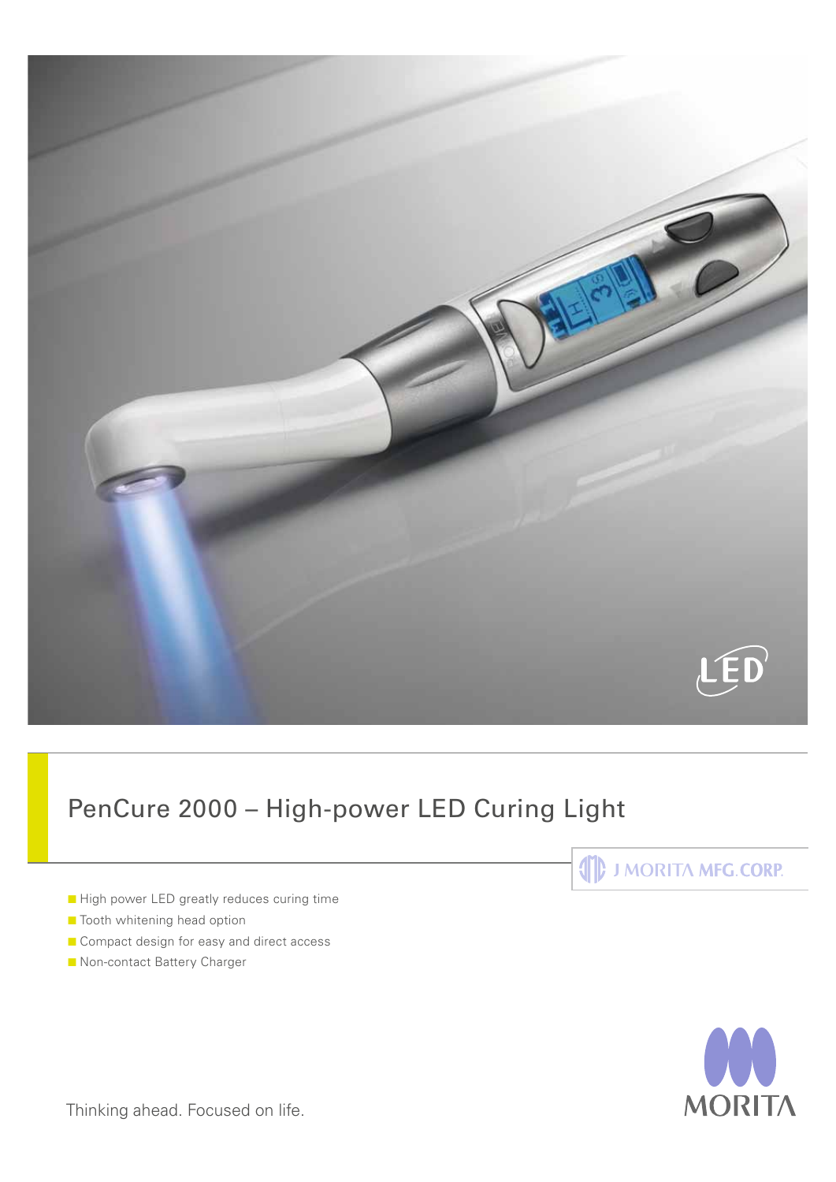# PenCure 2000 – High-power LED Curing Light

J MORITA MFG. CORP.

- High power LED greatly reduces curing time
- Tooth whitening head option
- Compact design for easy and direct access
- Non-contact Battery Charger

Thinking ahead. Focused on life.

MORITA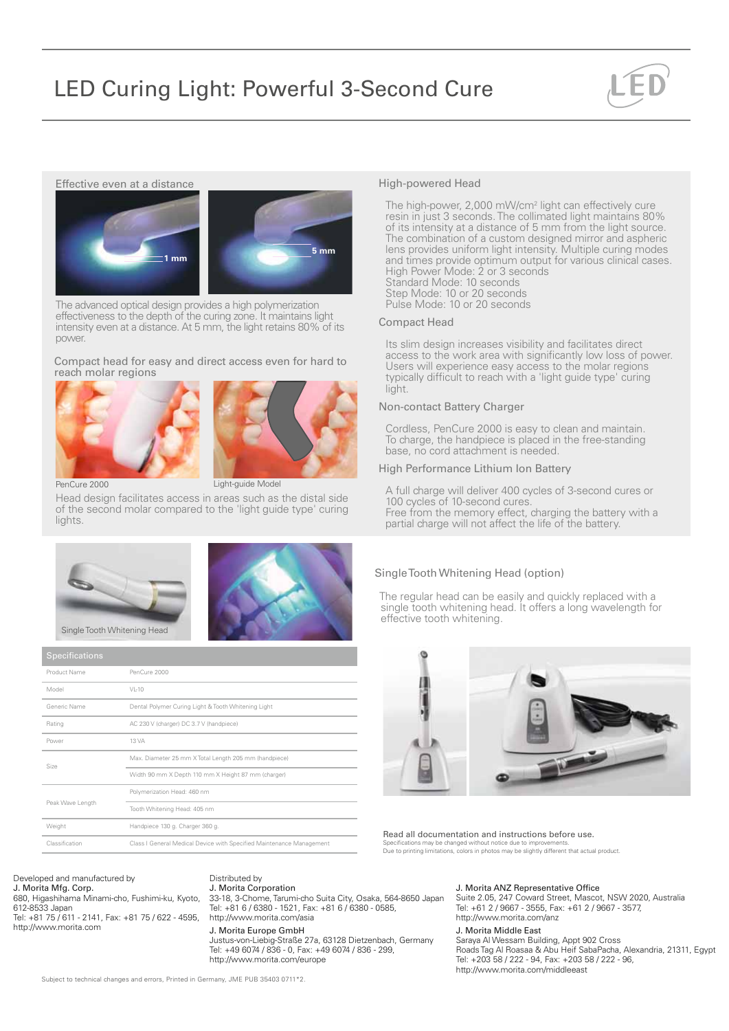# LED Curing Light: Powerful 3-Second Cure

## Effective even at a distance

1 mm

5 mm

The advanced optical design provides a high polymerization effectiveness to the depth of the curing zone. It maintains light intensity even at a distance. At 5 mm, the light retains 80% of its power.

## Compact head for easy and direct access even for hard to reach molar regions

PenCure 2000

Light-guide Model

Head design facilitates access in areas such as the distal side of the second molar compared to the 'light guide type' curing lights.

## High-powered Head

The high-power, 2,000 mW/cm² light can effectively cure resin in just 3 seconds. The collimated light maintains 80% of its intensity at a distance of 5 mm from the light source. The combination of a custom designed mirror and aspheric lens provides uniform light intensity. Multiple curing modes and times provide optimum output for various clinical cases.

High Power Mode: 2 or 3 seconds
Standard Mode: 10 seconds
Step Mode: 10 or 20 seconds
Pulse Mode: 10 or 20 seconds

## Compact Head

Its slim design increases visibility and facilitates direct access to the work area with significantly low loss of power. Users will experience easy access to the molar regions typically difficult to reach with a 'light guide type' curing light.

## Non-contact Battery Charger

Cordless, PenCure 2000 is easy to clean and maintain. To charge, the handpiece is placed in the free-standing base, no cord attachment is needed.

## High Performance Lithium Ion Battery

A full charge will deliver 400 cycles of 3-second cures or 100 cycles of 10-second cures.
Free from the memory effect, charging the battery with a partial charge will not affect the life of the battery.

Single Tooth Whitening Head

## Single Tooth Whitening Head (option)

The regular head can be easily and quickly replaced with a single tooth whitening head. It offers a long wavelength for effective tooth whitening.

## Specifications

| | | |
|---|---|---|
| Product Name | PenCure 2000 | |
| Model | VL-10 | |
| Generic Name | Dental Polymer Curing Light & Tooth Whitening Light | |
| Rating | AC 230 V (charger) DC 3.7 V (handpiece) | |
| Power | 13 VA | |
| Size | Max. Diameter 25 mm X Total Length 205 mm (handpiece) | |
| | Width 90 mm X Depth 110 mm X Height 87 mm (charger) | |
| Peak Wave Length | Polymerization Head: 460 nm | |
| | Tooth Whitening Head: 405 nm | |
| Weight | Handpiece 130 g. Charger 360 g. | |
| Classification | Class I General Medical Device with Specified Maintenance Management | |

Read all documentation and instructions before use.
Specifications may be changed without notice due to improvements.
Due to printing limitations, colors in photos may be slightly different that actual product.

Developed and manufactured by
**J. Morita Mfg. Corp.**
680, Higashihama Minami-cho, Fushimi-ku, Kyoto, 612-8533 Japan
Tel: +81 75 / 611 - 2141, Fax: +81 75 / 622 - 4595, http://www.morita.com

Distributed by
**J. Morita Corporation**
33-18, 3-Chome, Tarumi-cho Suita City, Osaka, 564-8650 Japan
Tel: +81 6 / 6380 - 1521, Fax: +81 6 / 6380 - 0585, http://www.morita.com/asia

**J. Morita Europe GmbH**
Justus-von-Liebig-Straße 27a, 63128 Dietzenbach, Germany
Tel: +49 6074 / 836 - 0, Fax: +49 6074 / 836 - 299, http://www.morita.com/europe

**J. Morita ANZ Representative Office**
Suite 2.05, 247 Coward Street, Mascot, NSW 2020, Australia
Tel: +61 2 / 9667 - 3555, Fax: +61 2 / 9667 - 3577, http://www.morita.com/anz

**J. Morita Middle East**
Saraya Al Wessam Building, Appt 902 Cross Roads Tag Al Roasaa & Abu Heif SabaPacha, Alexandria, 21311, Egypt
Tel: +203 58 / 222 - 94, Fax: +203 58 / 222 - 96, http://www.morita.com/middleeast

Subject to technical changes and errors, Printed in Germany, JME PUB 35403 0711*2.